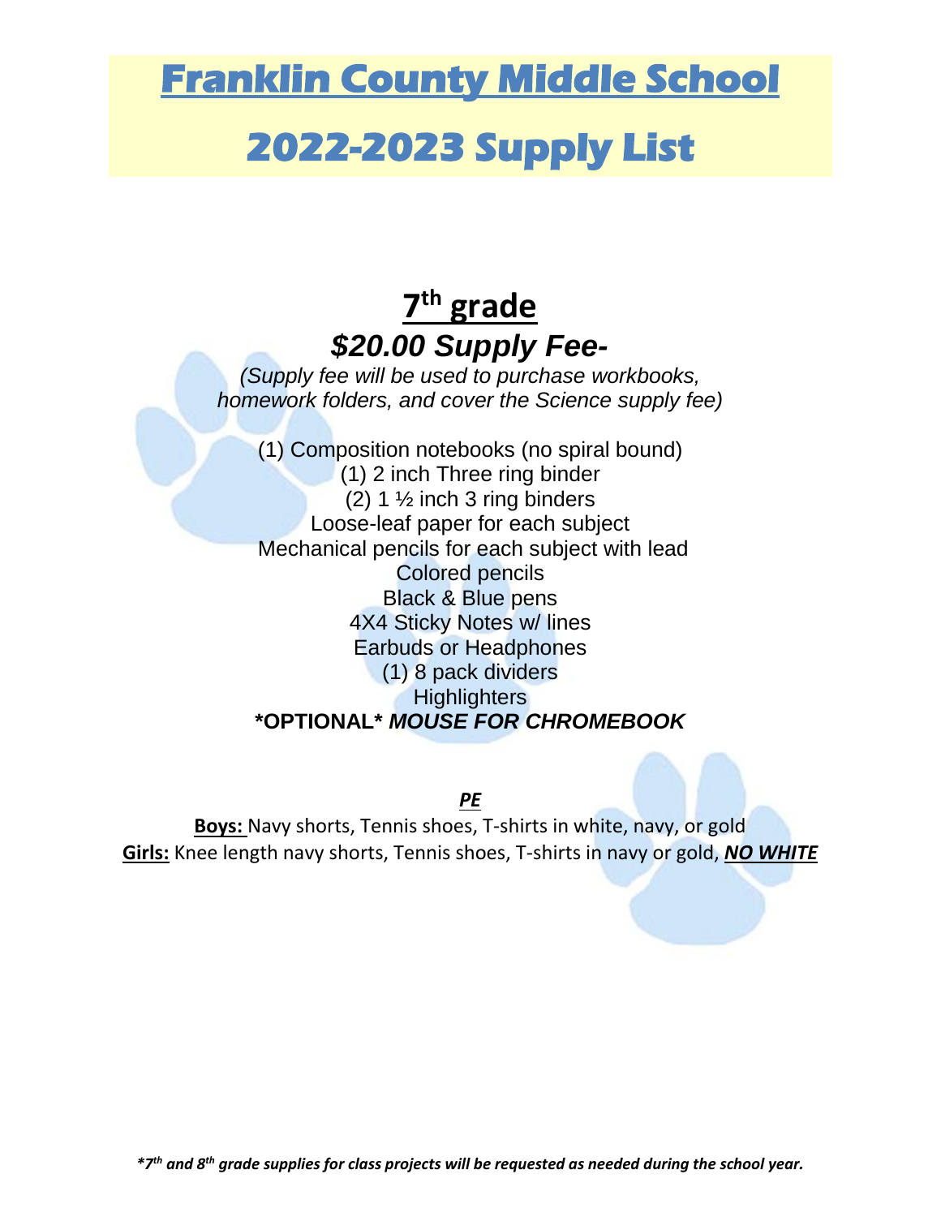# Franklin County Middle School

# 2022-2023 Supply List

## 7th grade

### *$20.00 Supply Fee-*

*(Supply fee will be used to purchase workbooks, homework folders, and cover the Science supply fee)*

(1) Composition notebooks (no spiral bound)
(1) 2 inch Three ring binder
(2) 1 ½ inch 3 ring binders
Loose-leaf paper for each subject
Mechanical pencils for each subject with lead
Colored pencils
Black & Blue pens
4X4 Sticky Notes w/ lines
Earbuds or Headphones
(1) 8 pack dividers
Highlighters

**\*OPTIONAL\* *MOUSE FOR CHROMEBOOK***

***PE***

**Boys:** Navy shorts, Tennis shoes, T-shirts in white, navy, or gold
**Girls:** Knee length navy shorts, Tennis shoes, T-shirts in navy or gold, ***NO WHITE***

***7th and 8th grade supplies for class projects will be requested as needed during the school year.***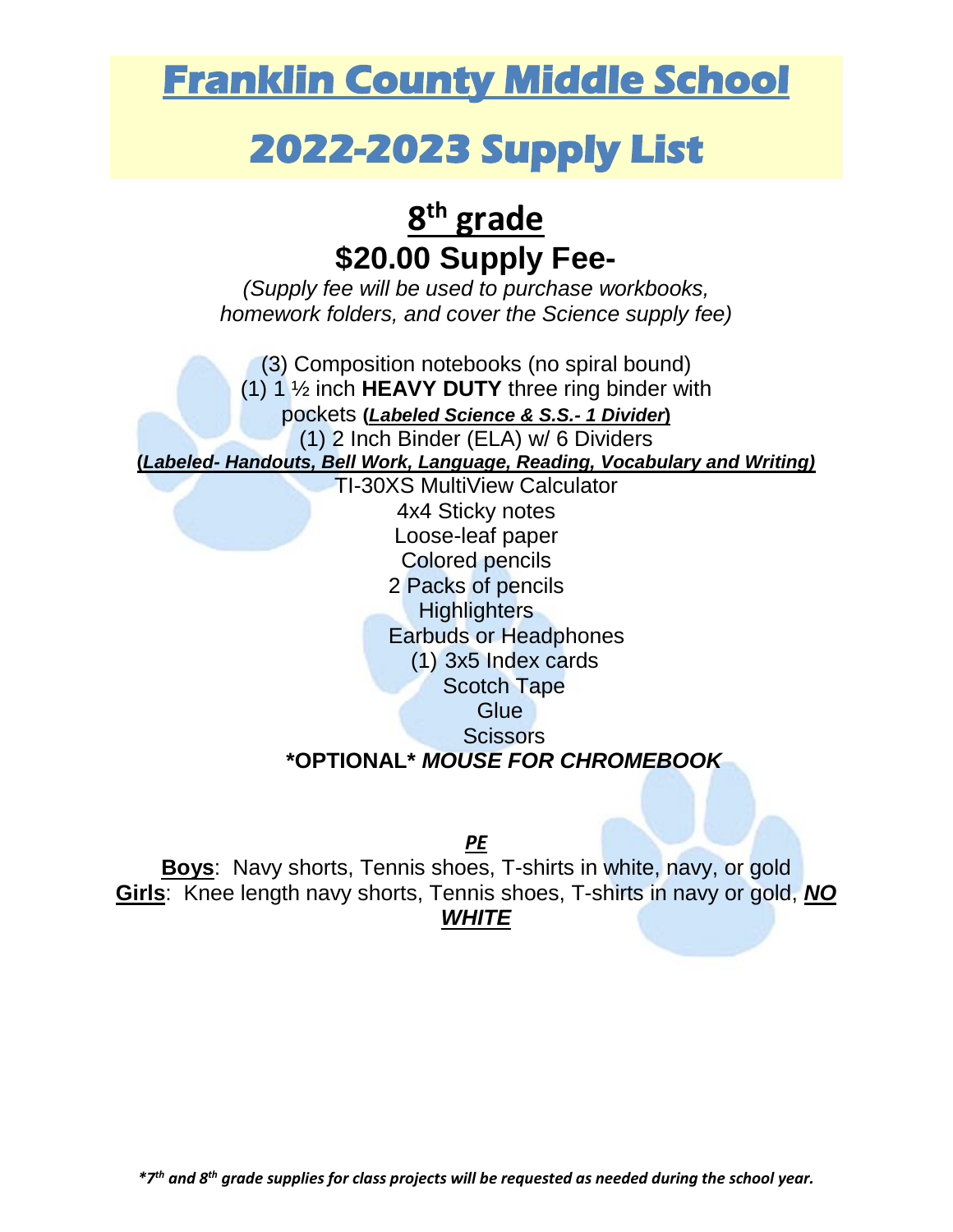# Franklin County Middle School

# 2022-2023 Supply List

## 8th grade

## $20.00 Supply Fee-

*(Supply fee will be used to purchase workbooks, homework folders, and cover the Science supply fee)*

(3) Composition notebooks (no spiral bound)
(1) 1 ½ inch **HEAVY DUTY** three ring binder with pockets **(*Labeled Science & S.S.- 1 Divider*)**
(1) 2 Inch Binder (ELA) w/ 6 Dividers
**(*Labeled- Handouts, Bell Work, Language, Reading, Vocabulary and Writing)***
TI-30XS MultiView Calculator
4x4 Sticky notes
Loose-leaf paper
Colored pencils
2 Packs of pencils
Highlighters
Earbuds or Headphones
(1) 3x5 Index cards
Scotch Tape
Glue
Scissors
**\*OPTIONAL\* *MOUSE FOR CHROMEBOOK***

***PE***

**Boys**: Navy shorts, Tennis shoes, T-shirts in white, navy, or gold
**Girls**: Knee length navy shorts, Tennis shoes, T-shirts in navy or gold, ***NO WHITE***

***\*7th and 8th grade supplies for class projects will be requested as needed during the school year.***